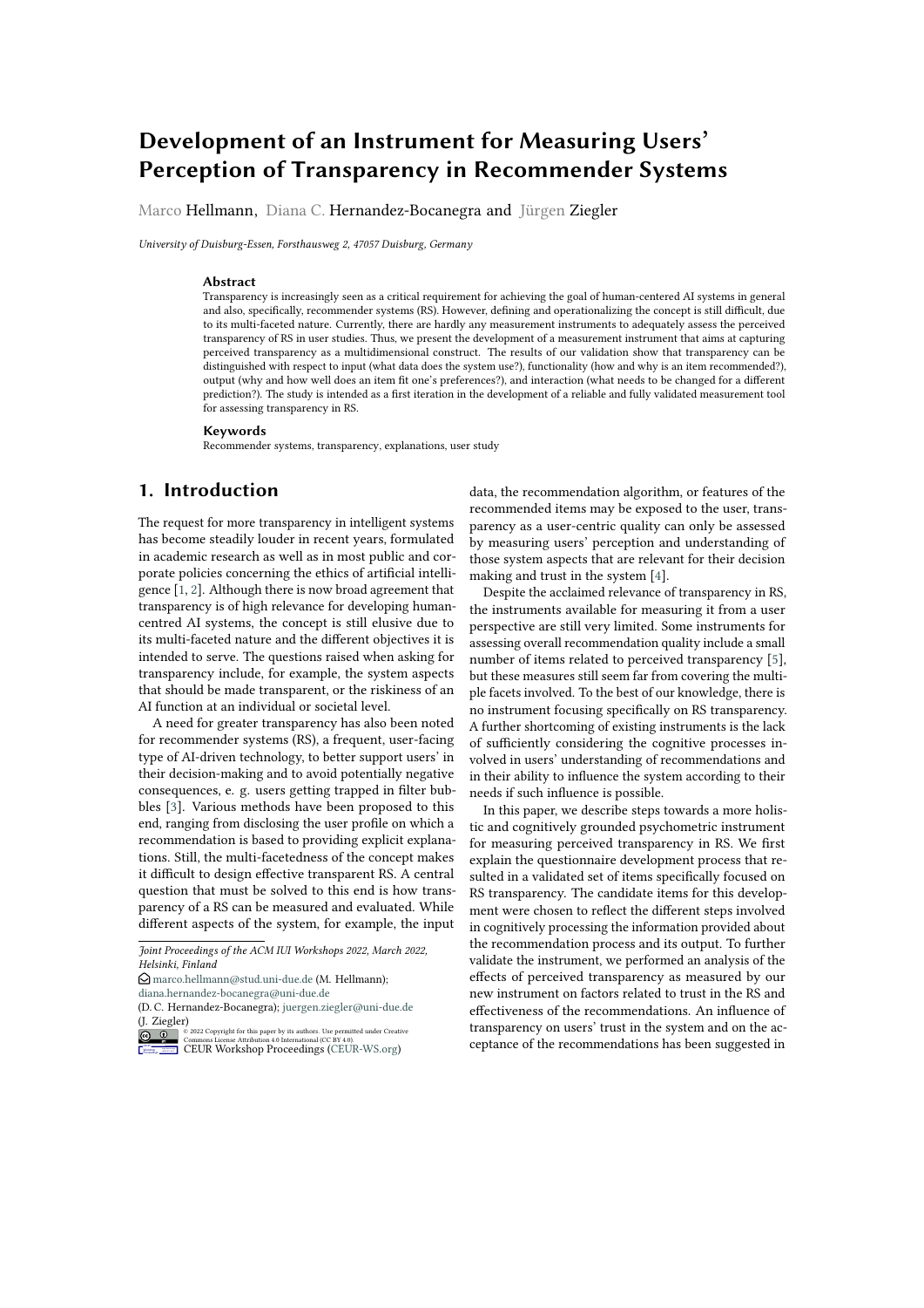# Development of an Instrument for Measuring Users' Perception of Transparency in Recommender Systems

Marco Hellmann, Diana C. Hernandez-Bocanegra and Jürgen Ziegler

*University of Duisburg-Essen, Forsthausweg 2, 47057 Duisburg, Germany*

### Abstract

Transparency is increasingly seen as a critical requirement for achieving the goal of human-centered AI systems in general and also, specifically, recommender systems (RS). However, defining and operationalizing the concept is still difficult, due to its multi-faceted nature. Currently, there are hardly any measurement instruments to adequately assess the perceived transparency of RS in user studies. Thus, we present the development of a measurement instrument that aims at capturing perceived transparency as a multidimensional construct. The results of our validation show that transparency can be distinguished with respect to input (what data does the system use?), functionality (how and why is an item recommended?), output (why and how well does an item fit one's preferences?), and interaction (what needs to be changed for a different prediction?). The study is intended as a first iteration in the development of a reliable and fully validated measurement tool for assessing transparency in RS.

### Keywords

Recommender systems, transparency, explanations, user study

## 1. Introduction

The request for more transparency in intelligent systems has become steadily louder in recent years, formulated in academic research as well as in most public and corporate policies concerning the ethics of artificial intelligence [1, 2]. Although there is now broad agreement that transparency is of high relevance for developing human-centred AI systems, the concept is still elusive due to its multi-faceted nature and the different objectives it is intended to serve. The questions raised when asking for transparency include, for example, the system aspects that should be made transparent, or the riskiness of an AI function at an individual or societal level.

A need for greater transparency has also been noted for recommender systems (RS), a frequent, user-facing type of AI-driven technology, to better support users' in their decision-making and to avoid potentially negative consequences, e. g. users getting trapped in filter bubbles [3]. Various methods have been proposed to this end, ranging from disclosing the user profile on which a recommendation is based to providing explicit explanations. Still, the multi-facetedness of the concept makes it difficult to design effective transparent RS. A central question that must be solved to this end is how transparency of a RS can be measured and evaluated. While different aspects of the system, for example, the input data, the recommendation algorithm, or features of the recommended items may be exposed to the user, transparency as a user-centric quality can only be assessed by measuring users' perception and understanding of those system aspects that are relevant for their decision making and trust in the system [4].

Despite the acclaimed relevance of transparency in RS, the instruments available for measuring it from a user perspective are still very limited. Some instruments for assessing overall recommendation quality include a small number of items related to perceived transparency [5], but these measures still seem far from covering the multiple facets involved. To the best of our knowledge, there is no instrument focusing specifically on RS transparency. A further shortcoming of existing instruments is the lack of sufficiently considering the cognitive processes involved in users' understanding of recommendations and in their ability to influence the system according to their needs if such influence is possible.

In this paper, we describe steps towards a more holistic and cognitively grounded psychometric instrument for measuring perceived transparency in RS. We first explain the questionnaire development process that resulted in a validated set of items specifically focused on RS transparency. The candidate items for this development were chosen to reflect the different steps involved in cognitively processing the information provided about the recommendation process and its output. To further validate the instrument, we performed an analysis of the effects of perceived transparency as measured by our new instrument on factors related to trust in the RS and effectiveness of the recommendations. An influence of transparency on users' trust in the system and on the acceptance of the recommendations has been suggested in

---

*Joint Proceedings of the ACM IUI Workshops 2022, March 2022, Helsinki, Finland*

marco.hellmann@stud.uni-due.de (M. Hellmann); diana.hernandez-bocanegra@uni-due.de (D. C. Hernandez-Bocanegra); juergen.ziegler@uni-due.de (J. Ziegler)

© 2022 Copyright for this paper by its authors. Use permitted under Creative Commons License Attribution 4.0 International (CC BY 4.0).

CEUR Workshop Proceedings (CEUR-WS.org)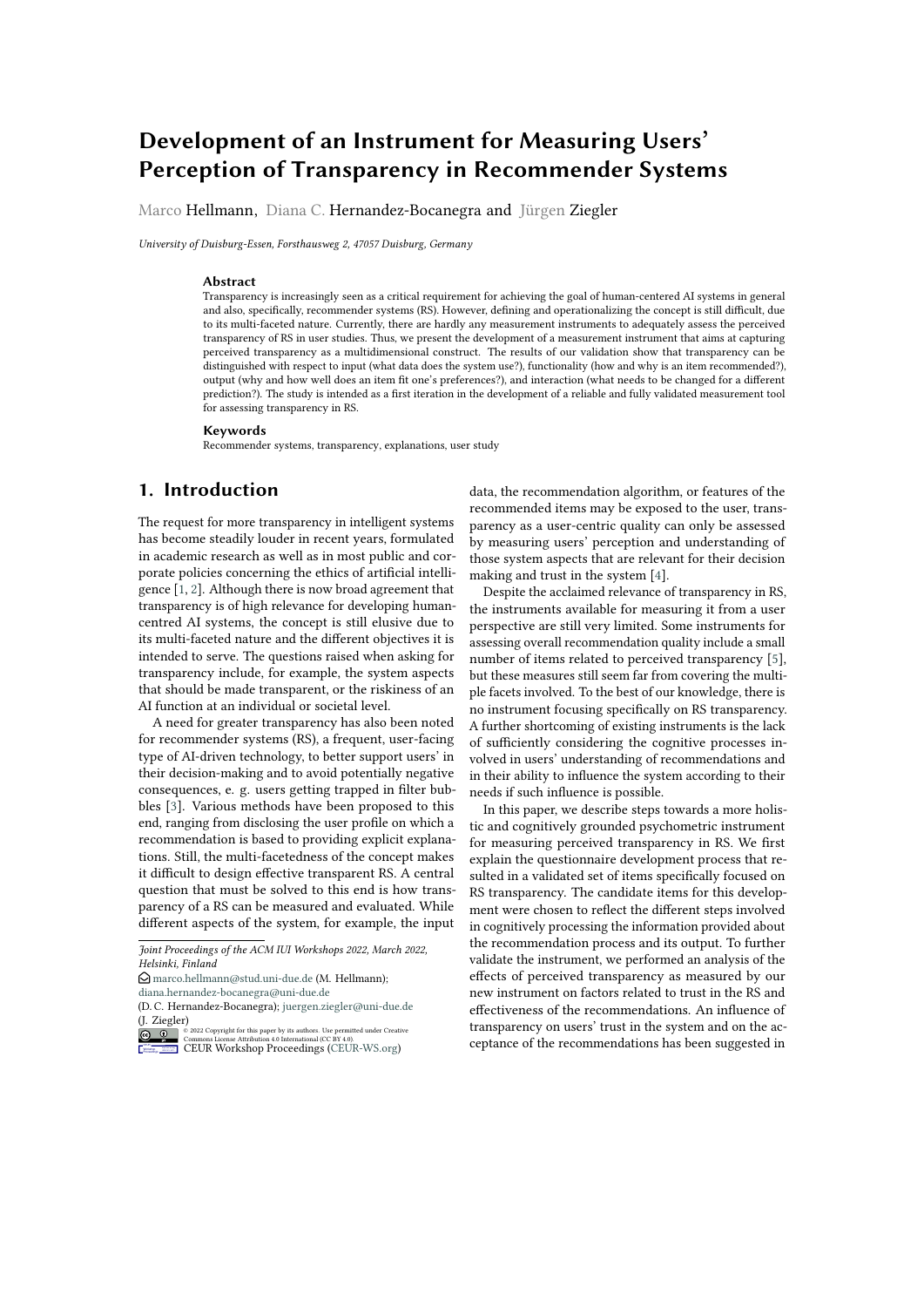# Development of an Instrument for Measuring Users' Perception of Transparency in Recommender Systems

Marco Hellmann, Diana C. Hernandez-Bocanegra and Jürgen Ziegler

*University of Duisburg-Essen, Forsthausweg 2, 47057 Duisburg, Germany*

### Abstract

Transparency is increasingly seen as a critical requirement for achieving the goal of human-centered AI systems in general and also, specifically, recommender systems (RS). However, defining and operationalizing the concept is still difficult, due to its multi-faceted nature. Currently, there are hardly any measurement instruments to adequately assess the perceived transparency of RS in user studies. Thus, we present the development of a measurement instrument that aims at capturing perceived transparency as a multidimensional construct. The results of our validation show that transparency can be distinguished with respect to input (what data does the system use?), functionality (how and why is an item recommended?), output (why and how well does an item fit one's preferences?), and interaction (what needs to be changed for a different prediction?). The study is intended as a first iteration in the development of a reliable and fully validated measurement tool for assessing transparency in RS.

### Keywords

Recommender systems, transparency, explanations, user study

## 1. Introduction

The request for more transparency in intelligent systems has become steadily louder in recent years, formulated in academic research as well as in most public and corporate policies concerning the ethics of artificial intelligence [1, 2]. Although there is now broad agreement that transparency is of high relevance for developing human-centred AI systems, the concept is still elusive due to its multi-faceted nature and the different objectives it is intended to serve. The questions raised when asking for transparency include, for example, the system aspects that should be made transparent, or the riskiness of an AI function at an individual or societal level.

A need for greater transparency has also been noted for recommender systems (RS), a frequent, user-facing type of AI-driven technology, to better support users' in their decision-making and to avoid potentially negative consequences, e. g. users getting trapped in filter bubbles [3]. Various methods have been proposed to this end, ranging from disclosing the user profile on which a recommendation is based to providing explicit explanations. Still, the multi-facetedness of the concept makes it difficult to design effective transparent RS. A central question that must be solved to this end is how transparency of a RS can be measured and evaluated. While different aspects of the system, for example, the input data, the recommendation algorithm, or features of the recommended items may be exposed to the user, transparency as a user-centric quality can only be assessed by measuring users' perception and understanding of those system aspects that are relevant for their decision making and trust in the system [4].

Despite the acclaimed relevance of transparency in RS, the instruments available for measuring it from a user perspective are still very limited. Some instruments for assessing overall recommendation quality include a small number of items related to perceived transparency [5], but these measures still seem far from covering the multiple facets involved. To the best of our knowledge, there is no instrument focusing specifically on RS transparency. A further shortcoming of existing instruments is the lack of sufficiently considering the cognitive processes involved in users' understanding of recommendations and in their ability to influence the system according to their needs if such influence is possible.

In this paper, we describe steps towards a more holistic and cognitively grounded psychometric instrument for measuring perceived transparency in RS. We first explain the questionnaire development process that resulted in a validated set of items specifically focused on RS transparency. The candidate items for this development were chosen to reflect the different steps involved in cognitively processing the information provided about the recommendation process and its output. To further validate the instrument, we performed an analysis of the effects of perceived transparency as measured by our new instrument on factors related to trust in the RS and effectiveness of the recommendations. An influence of transparency on users' trust in the system and on the acceptance of the recommendations has been suggested in

---

*Joint Proceedings of the ACM IUI Workshops 2022, March 2022, Helsinki, Finland*

marco.hellmann@stud.uni-due.de (M. Hellmann); diana.hernandez-bocanegra@uni-due.de (D. C. Hernandez-Bocanegra); juergen.ziegler@uni-due.de (J. Ziegler)

© 2022 Copyright for this paper by its authors. Use permitted under Creative Commons License Attribution 4.0 International (CC BY 4.0).

CEUR Workshop Proceedings (CEUR-WS.org)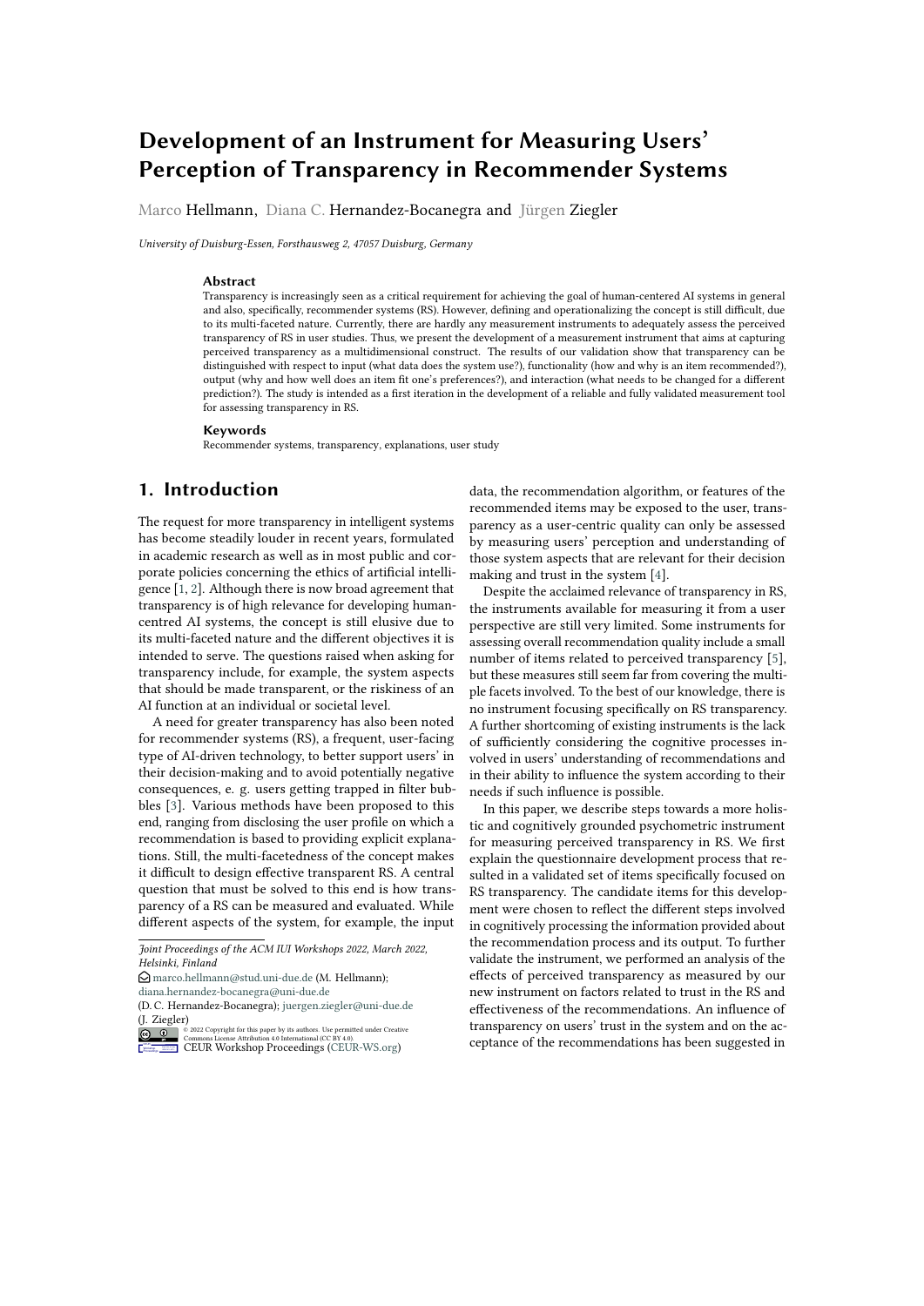# Development of an Instrument for Measuring Users' Perception of Transparency in Recommender Systems

Marco Hellmann, Diana C. Hernandez-Bocanegra and Jürgen Ziegler

*University of Duisburg-Essen, Forsthausweg 2, 47057 Duisburg, Germany*

### Abstract

Transparency is increasingly seen as a critical requirement for achieving the goal of human-centered AI systems in general and also, specifically, recommender systems (RS). However, defining and operationalizing the concept is still difficult, due to its multi-faceted nature. Currently, there are hardly any measurement instruments to adequately assess the perceived transparency of RS in user studies. Thus, we present the development of a measurement instrument that aims at capturing perceived transparency as a multidimensional construct. The results of our validation show that transparency can be distinguished with respect to input (what data does the system use?), functionality (how and why is an item recommended?), output (why and how well does an item fit one's preferences?), and interaction (what needs to be changed for a different prediction?). The study is intended as a first iteration in the development of a reliable and fully validated measurement tool for assessing transparency in RS.

### Keywords

Recommender systems, transparency, explanations, user study

## 1. Introduction

The request for more transparency in intelligent systems has become steadily louder in recent years, formulated in academic research as well as in most public and corporate policies concerning the ethics of artificial intelligence [1, 2]. Although there is now broad agreement that transparency is of high relevance for developing human-centred AI systems, the concept is still elusive due to its multi-faceted nature and the different objectives it is intended to serve. The questions raised when asking for transparency include, for example, the system aspects that should be made transparent, or the riskiness of an AI function at an individual or societal level.

A need for greater transparency has also been noted for recommender systems (RS), a frequent, user-facing type of AI-driven technology, to better support users' in their decision-making and to avoid potentially negative consequences, e. g. users getting trapped in filter bubbles [3]. Various methods have been proposed to this end, ranging from disclosing the user profile on which a recommendation is based to providing explicit explanations. Still, the multi-facetedness of the concept makes it difficult to design effective transparent RS. A central question that must be solved to this end is how transparency of a RS can be measured and evaluated. While different aspects of the system, for example, the input data, the recommendation algorithm, or features of the recommended items may be exposed to the user, transparency as a user-centric quality can only be assessed by measuring users' perception and understanding of those system aspects that are relevant for their decision making and trust in the system [4].

Despite the acclaimed relevance of transparency in RS, the instruments available for measuring it from a user perspective are still very limited. Some instruments for assessing overall recommendation quality include a small number of items related to perceived transparency [5], but these measures still seem far from covering the multiple facets involved. To the best of our knowledge, there is no instrument focusing specifically on RS transparency. A further shortcoming of existing instruments is the lack of sufficiently considering the cognitive processes involved in users' understanding of recommendations and in their ability to influence the system according to their needs if such influence is possible.

In this paper, we describe steps towards a more holistic and cognitively grounded psychometric instrument for measuring perceived transparency in RS. We first explain the questionnaire development process that resulted in a validated set of items specifically focused on RS transparency. The candidate items for this development were chosen to reflect the different steps involved in cognitively processing the information provided about the recommendation process and its output. To further validate the instrument, we performed an analysis of the effects of perceived transparency as measured by our new instrument on factors related to trust in the RS and effectiveness of the recommendations. An influence of transparency on users' trust in the system and on the acceptance of the recommendations has been suggested in

---

*Joint Proceedings of the ACM IUI Workshops 2022, March 2022, Helsinki, Finland*

marco.hellmann@stud.uni-due.de (M. Hellmann); diana.hernandez-bocanegra@uni-due.de (D. C. Hernandez-Bocanegra); juergen.ziegler@uni-due.de (J. Ziegler)

© 2022 Copyright for this paper by its authors. Use permitted under Creative Commons License Attribution 4.0 International (CC BY 4.0).

CEUR Workshop Proceedings (CEUR-WS.org)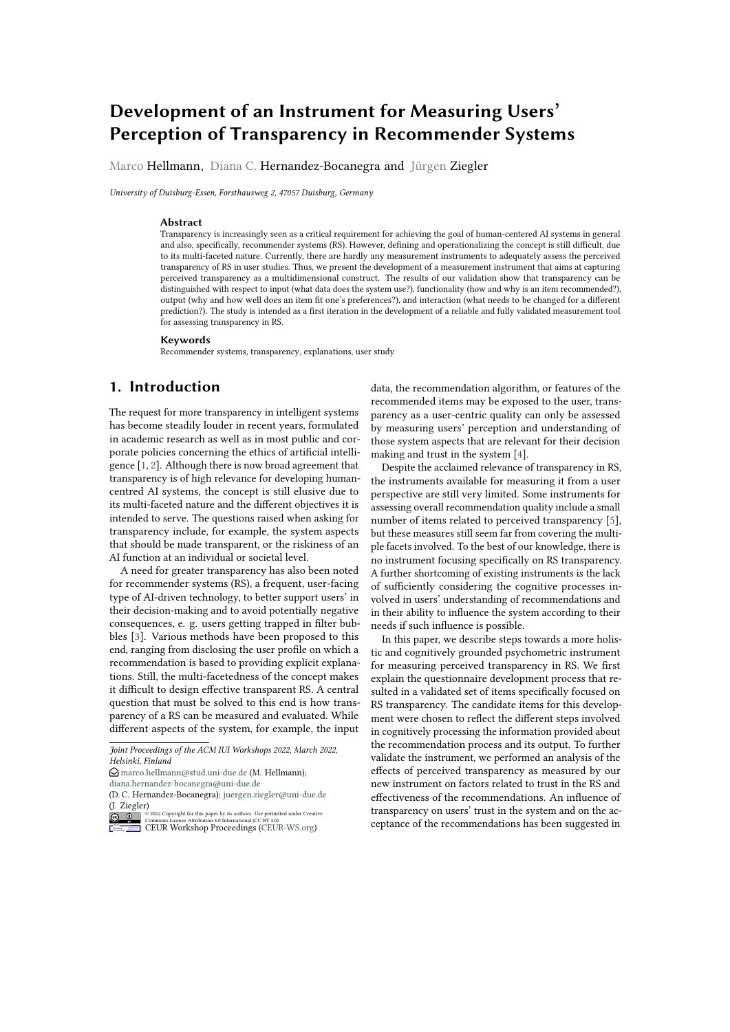# Development of an Instrument for Measuring Users' Perception of Transparency in Recommender Systems

Marco Hellmann, Diana C. Hernandez-Bocanegra and Jürgen Ziegler

*University of Duisburg-Essen, Forsthausweg 2, 47057 Duisburg, Germany*

### Abstract

Transparency is increasingly seen as a critical requirement for achieving the goal of human-centered AI systems in general and also, specifically, recommender systems (RS). However, defining and operationalizing the concept is still difficult, due to its multi-faceted nature. Currently, there are hardly any measurement instruments to adequately assess the perceived transparency of RS in user studies. Thus, we present the development of a measurement instrument that aims at capturing perceived transparency as a multidimensional construct. The results of our validation show that transparency can be distinguished with respect to input (what data does the system use?), functionality (how and why is an item recommended?), output (why and how well does an item fit one's preferences?), and interaction (what needs to be changed for a different prediction?). The study is intended as a first iteration in the development of a reliable and fully validated measurement tool for assessing transparency in RS.

### Keywords

Recommender systems, transparency, explanations, user study

## 1. Introduction

The request for more transparency in intelligent systems has become steadily louder in recent years, formulated in academic research as well as in most public and corporate policies concerning the ethics of artificial intelligence [1, 2]. Although there is now broad agreement that transparency is of high relevance for developing human-centred AI systems, the concept is still elusive due to its multi-faceted nature and the different objectives it is intended to serve. The questions raised when asking for transparency include, for example, the system aspects that should be made transparent, or the riskiness of an AI function at an individual or societal level.

A need for greater transparency has also been noted for recommender systems (RS), a frequent, user-facing type of AI-driven technology, to better support users' in their decision-making and to avoid potentially negative consequences, e. g. users getting trapped in filter bubbles [3]. Various methods have been proposed to this end, ranging from disclosing the user profile on which a recommendation is based to providing explicit explanations. Still, the multi-facetedness of the concept makes it difficult to design effective transparent RS. A central question that must be solved to this end is how transparency of a RS can be measured and evaluated. While different aspects of the system, for example, the input data, the recommendation algorithm, or features of the recommended items may be exposed to the user, transparency as a user-centric quality can only be assessed by measuring users' perception and understanding of those system aspects that are relevant for their decision making and trust in the system [4].

Despite the acclaimed relevance of transparency in RS, the instruments available for measuring it from a user perspective are still very limited. Some instruments for assessing overall recommendation quality include a small number of items related to perceived transparency [5], but these measures still seem far from covering the multiple facets involved. To the best of our knowledge, there is no instrument focusing specifically on RS transparency. A further shortcoming of existing instruments is the lack of sufficiently considering the cognitive processes involved in users' understanding of recommendations and in their ability to influence the system according to their needs if such influence is possible.

In this paper, we describe steps towards a more holistic and cognitively grounded psychometric instrument for measuring perceived transparency in RS. We first explain the questionnaire development process that resulted in a validated set of items specifically focused on RS transparency. The candidate items for this development were chosen to reflect the different steps involved in cognitively processing the information provided about the recommendation process and its output. To further validate the instrument, we performed an analysis of the effects of perceived transparency as measured by our new instrument on factors related to trust in the RS and effectiveness of the recommendations. An influence of transparency on users' trust in the system and on the acceptance of the recommendations has been suggested in

---

*Joint Proceedings of the ACM IUI Workshops 2022, March 2022, Helsinki, Finland*

marco.hellmann@stud.uni-due.de (M. Hellmann); diana.hernandez-bocanegra@uni-due.de (D. C. Hernandez-Bocanegra); juergen.ziegler@uni-due.de (J. Ziegler)

© 2022 Copyright for this paper by its authors. Use permitted under Creative Commons License Attribution 4.0 International (CC BY 4.0).

CEUR Workshop Proceedings (CEUR-WS.org)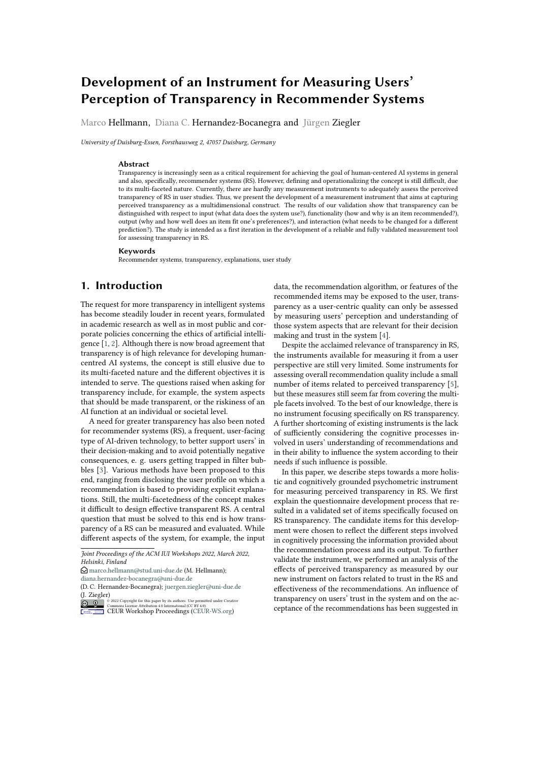# Development of an Instrument for Measuring Users' Perception of Transparency in Recommender Systems

Marco Hellmann, Diana C. Hernandez-Bocanegra and Jürgen Ziegler

*University of Duisburg-Essen, Forsthausweg 2, 47057 Duisburg, Germany*

### Abstract

Transparency is increasingly seen as a critical requirement for achieving the goal of human-centered AI systems in general and also, specifically, recommender systems (RS). However, defining and operationalizing the concept is still difficult, due to its multi-faceted nature. Currently, there are hardly any measurement instruments to adequately assess the perceived transparency of RS in user studies. Thus, we present the development of a measurement instrument that aims at capturing perceived transparency as a multidimensional construct. The results of our validation show that transparency can be distinguished with respect to input (what data does the system use?), functionality (how and why is an item recommended?), output (why and how well does an item fit one's preferences?), and interaction (what needs to be changed for a different prediction?). The study is intended as a first iteration in the development of a reliable and fully validated measurement tool for assessing transparency in RS.

### Keywords

Recommender systems, transparency, explanations, user study

## 1. Introduction

The request for more transparency in intelligent systems has become steadily louder in recent years, formulated in academic research as well as in most public and corporate policies concerning the ethics of artificial intelligence [1, 2]. Although there is now broad agreement that transparency is of high relevance for developing human-centred AI systems, the concept is still elusive due to its multi-faceted nature and the different objectives it is intended to serve. The questions raised when asking for transparency include, for example, the system aspects that should be made transparent, or the riskiness of an AI function at an individual or societal level.

A need for greater transparency has also been noted for recommender systems (RS), a frequent, user-facing type of AI-driven technology, to better support users' in their decision-making and to avoid potentially negative consequences, e. g. users getting trapped in filter bubbles [3]. Various methods have been proposed to this end, ranging from disclosing the user profile on which a recommendation is based to providing explicit explanations. Still, the multi-facetedness of the concept makes it difficult to design effective transparent RS. A central question that must be solved to this end is how transparency of a RS can be measured and evaluated. While different aspects of the system, for example, the input data, the recommendation algorithm, or features of the recommended items may be exposed to the user, transparency as a user-centric quality can only be assessed by measuring users' perception and understanding of those system aspects that are relevant for their decision making and trust in the system [4].

Despite the acclaimed relevance of transparency in RS, the instruments available for measuring it from a user perspective are still very limited. Some instruments for assessing overall recommendation quality include a small number of items related to perceived transparency [5], but these measures still seem far from covering the multiple facets involved. To the best of our knowledge, there is no instrument focusing specifically on RS transparency. A further shortcoming of existing instruments is the lack of sufficiently considering the cognitive processes involved in users' understanding of recommendations and in their ability to influence the system according to their needs if such influence is possible.

In this paper, we describe steps towards a more holistic and cognitively grounded psychometric instrument for measuring perceived transparency in RS. We first explain the questionnaire development process that resulted in a validated set of items specifically focused on RS transparency. The candidate items for this development were chosen to reflect the different steps involved in cognitively processing the information provided about the recommendation process and its output. To further validate the instrument, we performed an analysis of the effects of perceived transparency as measured by our new instrument on factors related to trust in the RS and effectiveness of the recommendations. An influence of transparency on users' trust in the system and on the acceptance of the recommendations has been suggested in

---

*Joint Proceedings of the ACM IUI Workshops 2022, March 2022, Helsinki, Finland*

marco.hellmann@stud.uni-due.de (M. Hellmann); diana.hernandez-bocanegra@uni-due.de (D. C. Hernandez-Bocanegra); juergen.ziegler@uni-due.de (J. Ziegler)

© 2022 Copyright for this paper by its authors. Use permitted under Creative Commons License Attribution 4.0 International (CC BY 4.0).

CEUR Workshop Proceedings (CEUR-WS.org)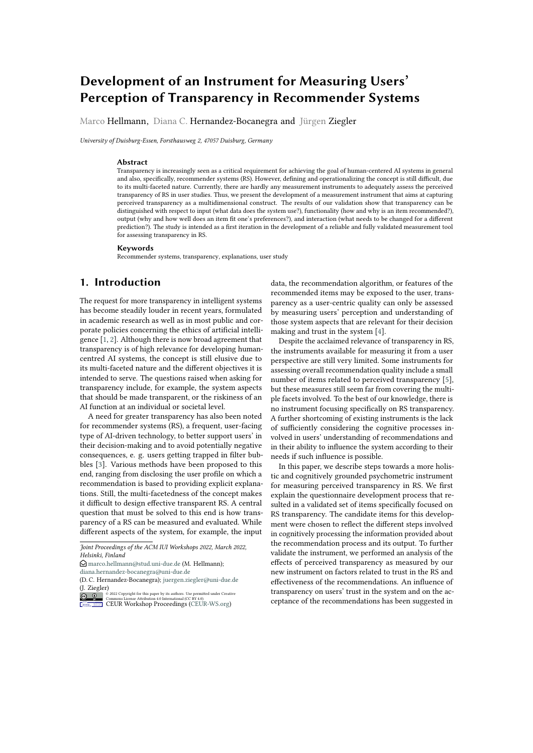# Development of an Instrument for Measuring Users' Perception of Transparency in Recommender Systems

Marco Hellmann, Diana C. Hernandez-Bocanegra and Jürgen Ziegler

*University of Duisburg-Essen, Forsthausweg 2, 47057 Duisburg, Germany*

### Abstract

Transparency is increasingly seen as a critical requirement for achieving the goal of human-centered AI systems in general and also, specifically, recommender systems (RS). However, defining and operationalizing the concept is still difficult, due to its multi-faceted nature. Currently, there are hardly any measurement instruments to adequately assess the perceived transparency of RS in user studies. Thus, we present the development of a measurement instrument that aims at capturing perceived transparency as a multidimensional construct. The results of our validation show that transparency can be distinguished with respect to input (what data does the system use?), functionality (how and why is an item recommended?), output (why and how well does an item fit one's preferences?), and interaction (what needs to be changed for a different prediction?). The study is intended as a first iteration in the development of a reliable and fully validated measurement tool for assessing transparency in RS.

### Keywords

Recommender systems, transparency, explanations, user study

## 1. Introduction

The request for more transparency in intelligent systems has become steadily louder in recent years, formulated in academic research as well as in most public and corporate policies concerning the ethics of artificial intelligence [1, 2]. Although there is now broad agreement that transparency is of high relevance for developing human-centred AI systems, the concept is still elusive due to its multi-faceted nature and the different objectives it is intended to serve. The questions raised when asking for transparency include, for example, the system aspects that should be made transparent, or the riskiness of an AI function at an individual or societal level.

A need for greater transparency has also been noted for recommender systems (RS), a frequent, user-facing type of AI-driven technology, to better support users' in their decision-making and to avoid potentially negative consequences, e. g. users getting trapped in filter bubbles [3]. Various methods have been proposed to this end, ranging from disclosing the user profile on which a recommendation is based to providing explicit explanations. Still, the multi-facetedness of the concept makes it difficult to design effective transparent RS. A central question that must be solved to this end is how transparency of a RS can be measured and evaluated. While different aspects of the system, for example, the input data, the recommendation algorithm, or features of the recommended items may be exposed to the user, transparency as a user-centric quality can only be assessed by measuring users' perception and understanding of those system aspects that are relevant for their decision making and trust in the system [4].

Despite the acclaimed relevance of transparency in RS, the instruments available for measuring it from a user perspective are still very limited. Some instruments for assessing overall recommendation quality include a small number of items related to perceived transparency [5], but these measures still seem far from covering the multiple facets involved. To the best of our knowledge, there is no instrument focusing specifically on RS transparency. A further shortcoming of existing instruments is the lack of sufficiently considering the cognitive processes involved in users' understanding of recommendations and in their ability to influence the system according to their needs if such influence is possible.

In this paper, we describe steps towards a more holistic and cognitively grounded psychometric instrument for measuring perceived transparency in RS. We first explain the questionnaire development process that resulted in a validated set of items specifically focused on RS transparency. The candidate items for this development were chosen to reflect the different steps involved in cognitively processing the information provided about the recommendation process and its output. To further validate the instrument, we performed an analysis of the effects of perceived transparency as measured by our new instrument on factors related to trust in the RS and effectiveness of the recommendations. An influence of transparency on users' trust in the system and on the acceptance of the recommendations has been suggested in

---

*Joint Proceedings of the ACM IUI Workshops 2022, March 2022, Helsinki, Finland*

marco.hellmann@stud.uni-due.de (M. Hellmann); diana.hernandez-bocanegra@uni-due.de (D. C. Hernandez-Bocanegra); juergen.ziegler@uni-due.de (J. Ziegler)

© 2022 Copyright for this paper by its authors. Use permitted under Creative Commons License Attribution 4.0 International (CC BY 4.0).

CEUR Workshop Proceedings (CEUR-WS.org)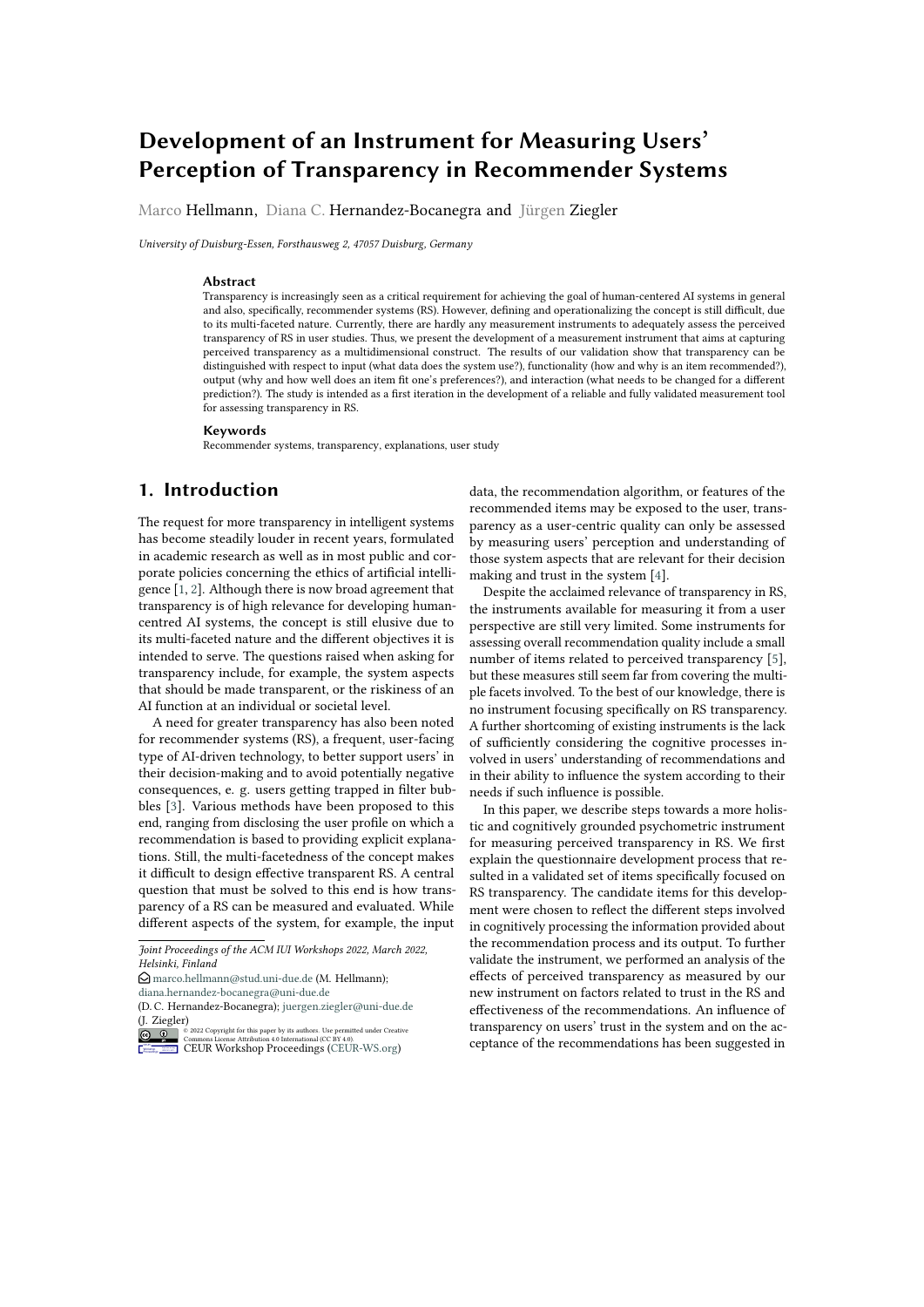# Development of an Instrument for Measuring Users' Perception of Transparency in Recommender Systems

Marco Hellmann, Diana C. Hernandez-Bocanegra and Jürgen Ziegler

*University of Duisburg-Essen, Forsthausweg 2, 47057 Duisburg, Germany*

### Abstract

Transparency is increasingly seen as a critical requirement for achieving the goal of human-centered AI systems in general and also, specifically, recommender systems (RS). However, defining and operationalizing the concept is still difficult, due to its multi-faceted nature. Currently, there are hardly any measurement instruments to adequately assess the perceived transparency of RS in user studies. Thus, we present the development of a measurement instrument that aims at capturing perceived transparency as a multidimensional construct. The results of our validation show that transparency can be distinguished with respect to input (what data does the system use?), functionality (how and why is an item recommended?), output (why and how well does an item fit one's preferences?), and interaction (what needs to be changed for a different prediction?). The study is intended as a first iteration in the development of a reliable and fully validated measurement tool for assessing transparency in RS.

### Keywords

Recommender systems, transparency, explanations, user study

## 1. Introduction

The request for more transparency in intelligent systems has become steadily louder in recent years, formulated in academic research as well as in most public and corporate policies concerning the ethics of artificial intelligence [1, 2]. Although there is now broad agreement that transparency is of high relevance for developing human-centred AI systems, the concept is still elusive due to its multi-faceted nature and the different objectives it is intended to serve. The questions raised when asking for transparency include, for example, the system aspects that should be made transparent, or the riskiness of an AI function at an individual or societal level.

A need for greater transparency has also been noted for recommender systems (RS), a frequent, user-facing type of AI-driven technology, to better support users' in their decision-making and to avoid potentially negative consequences, e. g. users getting trapped in filter bubbles [3]. Various methods have been proposed to this end, ranging from disclosing the user profile on which a recommendation is based to providing explicit explanations. Still, the multi-facetedness of the concept makes it difficult to design effective transparent RS. A central question that must be solved to this end is how transparency of a RS can be measured and evaluated. While different aspects of the system, for example, the input data, the recommendation algorithm, or features of the recommended items may be exposed to the user, transparency as a user-centric quality can only be assessed by measuring users' perception and understanding of those system aspects that are relevant for their decision making and trust in the system [4].

Despite the acclaimed relevance of transparency in RS, the instruments available for measuring it from a user perspective are still very limited. Some instruments for assessing overall recommendation quality include a small number of items related to perceived transparency [5], but these measures still seem far from covering the multiple facets involved. To the best of our knowledge, there is no instrument focusing specifically on RS transparency. A further shortcoming of existing instruments is the lack of sufficiently considering the cognitive processes involved in users' understanding of recommendations and in their ability to influence the system according to their needs if such influence is possible.

In this paper, we describe steps towards a more holistic and cognitively grounded psychometric instrument for measuring perceived transparency in RS. We first explain the questionnaire development process that resulted in a validated set of items specifically focused on RS transparency. The candidate items for this development were chosen to reflect the different steps involved in cognitively processing the information provided about the recommendation process and its output. To further validate the instrument, we performed an analysis of the effects of perceived transparency as measured by our new instrument on factors related to trust in the RS and effectiveness of the recommendations. An influence of transparency on users' trust in the system and on the acceptance of the recommendations has been suggested in

---

*Joint Proceedings of the ACM IUI Workshops 2022, March 2022, Helsinki, Finland*

marco.hellmann@stud.uni-due.de (M. Hellmann); diana.hernandez-bocanegra@uni-due.de (D. C. Hernandez-Bocanegra); juergen.ziegler@uni-due.de (J. Ziegler)

© 2022 Copyright for this paper by its authors. Use permitted under Creative Commons License Attribution 4.0 International (CC BY 4.0).

CEUR Workshop Proceedings (CEUR-WS.org)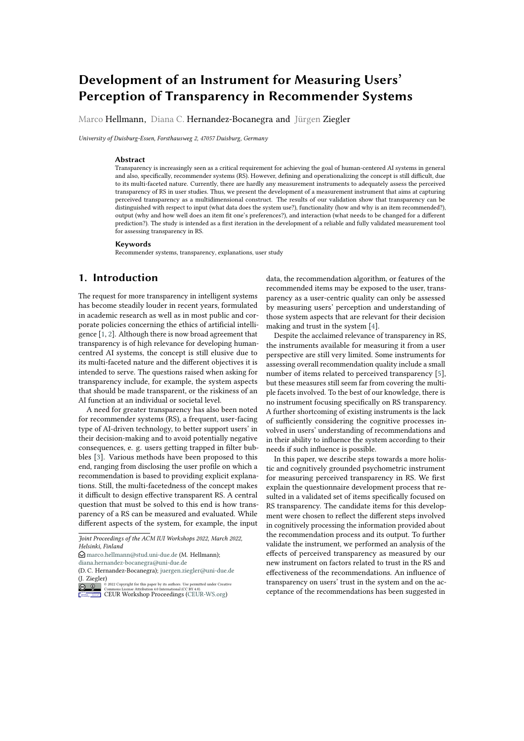# Development of an Instrument for Measuring Users' Perception of Transparency in Recommender Systems

Marco Hellmann, Diana C. Hernandez-Bocanegra and Jürgen Ziegler

*University of Duisburg-Essen, Forsthausweg 2, 47057 Duisburg, Germany*

### Abstract

Transparency is increasingly seen as a critical requirement for achieving the goal of human-centered AI systems in general and also, specifically, recommender systems (RS). However, defining and operationalizing the concept is still difficult, due to its multi-faceted nature. Currently, there are hardly any measurement instruments to adequately assess the perceived transparency of RS in user studies. Thus, we present the development of a measurement instrument that aims at capturing perceived transparency as a multidimensional construct. The results of our validation show that transparency can be distinguished with respect to input (what data does the system use?), functionality (how and why is an item recommended?), output (why and how well does an item fit one's preferences?), and interaction (what needs to be changed for a different prediction?). The study is intended as a first iteration in the development of a reliable and fully validated measurement tool for assessing transparency in RS.

### Keywords

Recommender systems, transparency, explanations, user study

## 1. Introduction

The request for more transparency in intelligent systems has become steadily louder in recent years, formulated in academic research as well as in most public and corporate policies concerning the ethics of artificial intelligence [1, 2]. Although there is now broad agreement that transparency is of high relevance for developing human-centred AI systems, the concept is still elusive due to its multi-faceted nature and the different objectives it is intended to serve. The questions raised when asking for transparency include, for example, the system aspects that should be made transparent, or the riskiness of an AI function at an individual or societal level.

A need for greater transparency has also been noted for recommender systems (RS), a frequent, user-facing type of AI-driven technology, to better support users' in their decision-making and to avoid potentially negative consequences, e. g. users getting trapped in filter bubbles [3]. Various methods have been proposed to this end, ranging from disclosing the user profile on which a recommendation is based to providing explicit explanations. Still, the multi-facetedness of the concept makes it difficult to design effective transparent RS. A central question that must be solved to this end is how transparency of a RS can be measured and evaluated. While different aspects of the system, for example, the input data, the recommendation algorithm, or features of the recommended items may be exposed to the user, transparency as a user-centric quality can only be assessed by measuring users' perception and understanding of those system aspects that are relevant for their decision making and trust in the system [4].

Despite the acclaimed relevance of transparency in RS, the instruments available for measuring it from a user perspective are still very limited. Some instruments for assessing overall recommendation quality include a small number of items related to perceived transparency [5], but these measures still seem far from covering the multiple facets involved. To the best of our knowledge, there is no instrument focusing specifically on RS transparency. A further shortcoming of existing instruments is the lack of sufficiently considering the cognitive processes involved in users' understanding of recommendations and in their ability to influence the system according to their needs if such influence is possible.

In this paper, we describe steps towards a more holistic and cognitively grounded psychometric instrument for measuring perceived transparency in RS. We first explain the questionnaire development process that resulted in a validated set of items specifically focused on RS transparency. The candidate items for this development were chosen to reflect the different steps involved in cognitively processing the information provided about the recommendation process and its output. To further validate the instrument, we performed an analysis of the effects of perceived transparency as measured by our new instrument on factors related to trust in the RS and effectiveness of the recommendations. An influence of transparency on users' trust in the system and on the acceptance of the recommendations has been suggested in

---

*Joint Proceedings of the ACM IUI Workshops 2022, March 2022, Helsinki, Finland*

marco.hellmann@stud.uni-due.de (M. Hellmann); diana.hernandez-bocanegra@uni-due.de (D. C. Hernandez-Bocanegra); juergen.ziegler@uni-due.de (J. Ziegler)

© 2022 Copyright for this paper by its authors. Use permitted under Creative Commons License Attribution 4.0 International (CC BY 4.0).

CEUR Workshop Proceedings (CEUR-WS.org)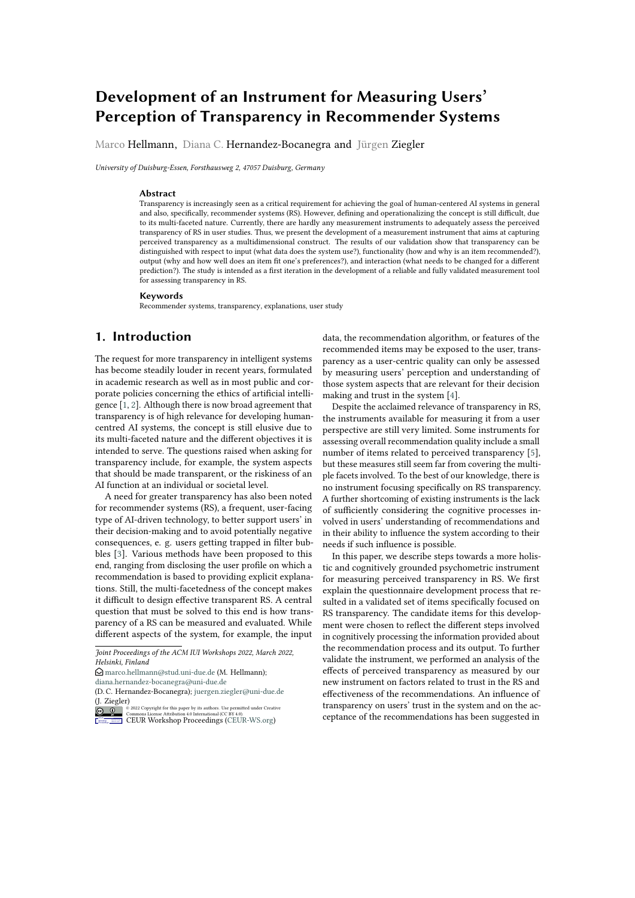# Development of an Instrument for Measuring Users' Perception of Transparency in Recommender Systems

Marco Hellmann, Diana C. Hernandez-Bocanegra and Jürgen Ziegler

*University of Duisburg-Essen, Forsthausweg 2, 47057 Duisburg, Germany*

### Abstract

Transparency is increasingly seen as a critical requirement for achieving the goal of human-centered AI systems in general and also, specifically, recommender systems (RS). However, defining and operationalizing the concept is still difficult, due to its multi-faceted nature. Currently, there are hardly any measurement instruments to adequately assess the perceived transparency of RS in user studies. Thus, we present the development of a measurement instrument that aims at capturing perceived transparency as a multidimensional construct. The results of our validation show that transparency can be distinguished with respect to input (what data does the system use?), functionality (how and why is an item recommended?), output (why and how well does an item fit one's preferences?), and interaction (what needs to be changed for a different prediction?). The study is intended as a first iteration in the development of a reliable and fully validated measurement tool for assessing transparency in RS.

### Keywords

Recommender systems, transparency, explanations, user study

## 1. Introduction

The request for more transparency in intelligent systems has become steadily louder in recent years, formulated in academic research as well as in most public and corporate policies concerning the ethics of artificial intelligence [1, 2]. Although there is now broad agreement that transparency is of high relevance for developing human-centred AI systems, the concept is still elusive due to its multi-faceted nature and the different objectives it is intended to serve. The questions raised when asking for transparency include, for example, the system aspects that should be made transparent, or the riskiness of an AI function at an individual or societal level.

A need for greater transparency has also been noted for recommender systems (RS), a frequent, user-facing type of AI-driven technology, to better support users' in their decision-making and to avoid potentially negative consequences, e. g. users getting trapped in filter bubbles [3]. Various methods have been proposed to this end, ranging from disclosing the user profile on which a recommendation is based to providing explicit explanations. Still, the multi-facetedness of the concept makes it difficult to design effective transparent RS. A central question that must be solved to this end is how transparency of a RS can be measured and evaluated. While different aspects of the system, for example, the input data, the recommendation algorithm, or features of the recommended items may be exposed to the user, transparency as a user-centric quality can only be assessed by measuring users' perception and understanding of those system aspects that are relevant for their decision making and trust in the system [4].

Despite the acclaimed relevance of transparency in RS, the instruments available for measuring it from a user perspective are still very limited. Some instruments for assessing overall recommendation quality include a small number of items related to perceived transparency [5], but these measures still seem far from covering the multiple facets involved. To the best of our knowledge, there is no instrument focusing specifically on RS transparency. A further shortcoming of existing instruments is the lack of sufficiently considering the cognitive processes involved in users' understanding of recommendations and in their ability to influence the system according to their needs if such influence is possible.

In this paper, we describe steps towards a more holistic and cognitively grounded psychometric instrument for measuring perceived transparency in RS. We first explain the questionnaire development process that resulted in a validated set of items specifically focused on RS transparency. The candidate items for this development were chosen to reflect the different steps involved in cognitively processing the information provided about the recommendation process and its output. To further validate the instrument, we performed an analysis of the effects of perceived transparency as measured by our new instrument on factors related to trust in the RS and effectiveness of the recommendations. An influence of transparency on users' trust in the system and on the acceptance of the recommendations has been suggested in

---

*Joint Proceedings of the ACM IUI Workshops 2022, March 2022, Helsinki, Finland*

marco.hellmann@stud.uni-due.de (M. Hellmann); diana.hernandez-bocanegra@uni-due.de (D. C. Hernandez-Bocanegra); juergen.ziegler@uni-due.de (J. Ziegler)

© 2022 Copyright for this paper by its authors. Use permitted under Creative Commons License Attribution 4.0 International (CC BY 4.0).

CEUR Workshop Proceedings (CEUR-WS.org)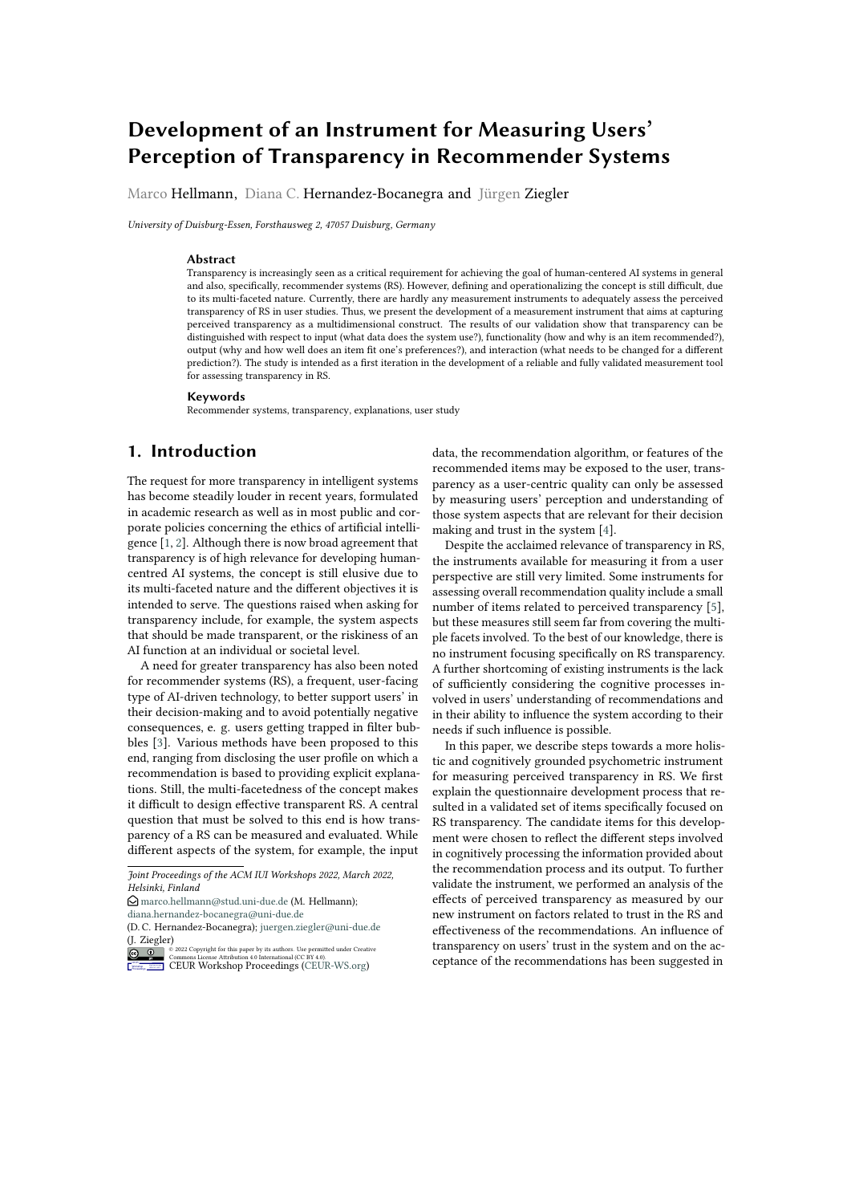# Development of an Instrument for Measuring Users' Perception of Transparency in Recommender Systems

Marco Hellmann, Diana C. Hernandez-Bocanegra and Jürgen Ziegler

*University of Duisburg-Essen, Forsthausweg 2, 47057 Duisburg, Germany*

### Abstract

Transparency is increasingly seen as a critical requirement for achieving the goal of human-centered AI systems in general and also, specifically, recommender systems (RS). However, defining and operationalizing the concept is still difficult, due to its multi-faceted nature. Currently, there are hardly any measurement instruments to adequately assess the perceived transparency of RS in user studies. Thus, we present the development of a measurement instrument that aims at capturing perceived transparency as a multidimensional construct. The results of our validation show that transparency can be distinguished with respect to input (what data does the system use?), functionality (how and why is an item recommended?), output (why and how well does an item fit one's preferences?), and interaction (what needs to be changed for a different prediction?). The study is intended as a first iteration in the development of a reliable and fully validated measurement tool for assessing transparency in RS.

### Keywords

Recommender systems, transparency, explanations, user study

## 1. Introduction

The request for more transparency in intelligent systems has become steadily louder in recent years, formulated in academic research as well as in most public and corporate policies concerning the ethics of artificial intelligence [1, 2]. Although there is now broad agreement that transparency is of high relevance for developing human-centred AI systems, the concept is still elusive due to its multi-faceted nature and the different objectives it is intended to serve. The questions raised when asking for transparency include, for example, the system aspects that should be made transparent, or the riskiness of an AI function at an individual or societal level.

A need for greater transparency has also been noted for recommender systems (RS), a frequent, user-facing type of AI-driven technology, to better support users' in their decision-making and to avoid potentially negative consequences, e. g. users getting trapped in filter bubbles [3]. Various methods have been proposed to this end, ranging from disclosing the user profile on which a recommendation is based to providing explicit explanations. Still, the multi-facetedness of the concept makes it difficult to design effective transparent RS. A central question that must be solved to this end is how transparency of a RS can be measured and evaluated. While different aspects of the system, for example, the input data, the recommendation algorithm, or features of the recommended items may be exposed to the user, transparency as a user-centric quality can only be assessed by measuring users' perception and understanding of those system aspects that are relevant for their decision making and trust in the system [4].

Despite the acclaimed relevance of transparency in RS, the instruments available for measuring it from a user perspective are still very limited. Some instruments for assessing overall recommendation quality include a small number of items related to perceived transparency [5], but these measures still seem far from covering the multiple facets involved. To the best of our knowledge, there is no instrument focusing specifically on RS transparency. A further shortcoming of existing instruments is the lack of sufficiently considering the cognitive processes involved in users' understanding of recommendations and in their ability to influence the system according to their needs if such influence is possible.

In this paper, we describe steps towards a more holistic and cognitively grounded psychometric instrument for measuring perceived transparency in RS. We first explain the questionnaire development process that resulted in a validated set of items specifically focused on RS transparency. The candidate items for this development were chosen to reflect the different steps involved in cognitively processing the information provided about the recommendation process and its output. To further validate the instrument, we performed an analysis of the effects of perceived transparency as measured by our new instrument on factors related to trust in the RS and effectiveness of the recommendations. An influence of transparency on users' trust in the system and on the acceptance of the recommendations has been suggested in

---

*Joint Proceedings of the ACM IUI Workshops 2022, March 2022, Helsinki, Finland*

marco.hellmann@stud.uni-due.de (M. Hellmann); diana.hernandez-bocanegra@uni-due.de (D. C. Hernandez-Bocanegra); juergen.ziegler@uni-due.de (J. Ziegler)

© 2022 Copyright for this paper by its authors. Use permitted under Creative Commons License Attribution 4.0 International (CC BY 4.0).

CEUR Workshop Proceedings (CEUR-WS.org)